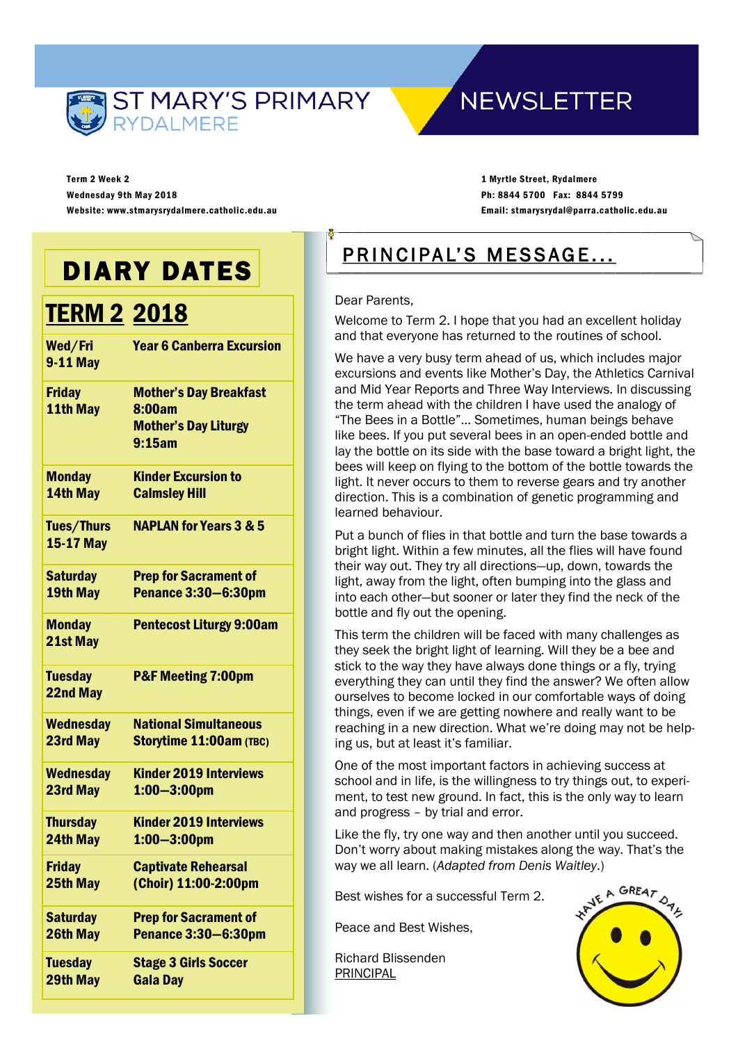# ST MARY'S PRIMARY RYDALMERE

# NEWSLETTER

Term 2 Week 2
Wednesday 9th May 2018
Website: www.stmarysrydalmere.catholic.edu.au

1 Myrtle Street, Rydalmere
Ph: 8844 5700 Fax: 8844 5799
Email: stmarysrydal@parra.catholic.edu.au

## DIARY DATES

### TERM 2 2018

| Date | Event |
|---|---|
| Wed/Fri 9-11 May | Year 6 Canberra Excursion |
| Friday 11th May | Mother's Day Breakfast 8:00am<br>Mother's Day Liturgy 9:15am |
| Monday 14th May | Kinder Excursion to Calmsley Hill |
| Tues/Thurs 15-17 May | NAPLAN for Years 3 & 5 |
| Saturday 19th May | Prep for Sacrament of Penance 3:30—6:30pm |
| Monday 21st May | Pentecost Liturgy 9:00am |
| Tuesday 22nd May | P&F Meeting 7:00pm |
| Wednesday 23rd May | National Simultaneous Storytime 11:00am (TBC) |
| Wednesday 23rd May | Kinder 2019 Interviews 1:00—3:00pm |
| Thursday 24th May | Kinder 2019 Interviews 1:00—3:00pm |
| Friday 25th May | Captivate Rehearsal (Choir) 11:00-2:00pm |
| Saturday 26th May | Prep for Sacrament of Penance 3:30—6:30pm |
| Tuesday 29th May | Stage 3 Girls Soccer Gala Day |

## PRINCIPAL'S MESSAGE...

Dear Parents,

Welcome to Term 2. I hope that you had an excellent holiday and that everyone has returned to the routines of school.

We have a very busy term ahead of us, which includes major excursions and events like Mother's Day, the Athletics Carnival and Mid Year Reports and Three Way Interviews. In discussing the term ahead with the children I have used the analogy of "The Bees in a Bottle"... Sometimes, human beings behave like bees. If you put several bees in an open-ended bottle and lay the bottle on its side with the base toward a bright light, the bees will keep on flying to the bottom of the bottle towards the light. It never occurs to them to reverse gears and try another direction. This is a combination of genetic programming and learned behaviour.

Put a bunch of flies in that bottle and turn the base towards a bright light. Within a few minutes, all the flies will have found their way out. They try all directions—up, down, towards the light, away from the light, often bumping into the glass and into each other—but sooner or later they find the neck of the bottle and fly out the opening.

This term the children will be faced with many challenges as they seek the bright light of learning. Will they be a bee and stick to the way they have always done things or a fly, trying everything they can until they find the answer? We often allow ourselves to become locked in our comfortable ways of doing things, even if we are getting nowhere and really want to be reaching in a new direction. What we're doing may not be helping us, but at least it's familiar.

One of the most important factors in achieving success at school and in life, is the willingness to try things out, to experiment, to test new ground. In fact, this is the only way to learn and progress – by trial and error.

Like the fly, try one way and then another until you succeed. Don't worry about making mistakes along the way. That's the way we all learn. (*Adapted from Denis Waitley*.)

Best wishes for a successful Term 2.

Peace and Best Wishes,

Richard Blissenden
PRINCIPAL

HAVE A GREAT DAY!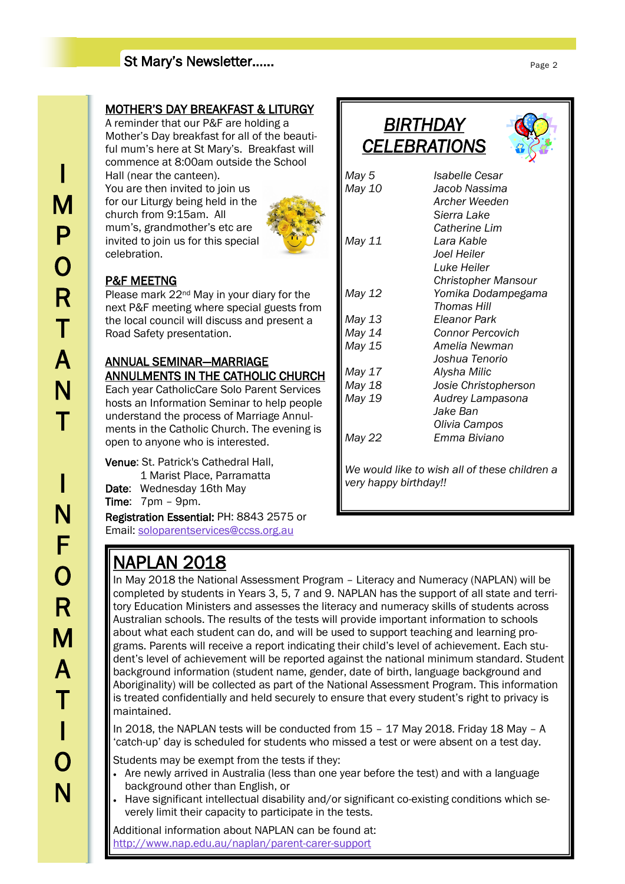## MOTHER'S DAY BREAKFAST & LITURGY

A reminder that our P&F are holding a Mother's Day breakfast for all of the beautiful mum's here at St Mary's. Breakfast will commence at 8:00am outside the School Hall (near the canteen).

You are then invited to join us for our Liturgy being held in the church from 9:15am. All mum's, grandmother's etc are invited to join us for this special celebration.

## P&F MEETNG

Please mark 22nd May in your diary for the next P&F meeting where special guests from the local council will discuss and present a Road Safety presentation.

## ANNUAL SEMINAR—MARRIAGE ANNULMENTS IN THE CATHOLIC CHURCH

Each year CatholicCare Solo Parent Services hosts an Information Seminar to help people understand the process of Marriage Annulments in the Catholic Church. The evening is open to anyone who is interested.

**Venue**: St. Patrick's Cathedral Hall,
1 Marist Place, Parramatta
**Date**: Wednesday 16th May
**Time**: 7pm – 9pm.
**Registration Essential:** PH: 8843 2575 or Email: soloparentservices@ccss.org.au

## *BIRTHDAY CELEBRATIONS*

| | |
|---|---|
| *May 5* | *Isabelle Cesar* |
| *May 10* | *Jacob Nassima* |
| | *Archer Weeden* |
| | *Sierra Lake* |
| | *Catherine Lim* |
| *May 11* | *Lara Kable* |
| | *Joel Heiler* |
| | *Luke Heiler* |
| | *Christopher Mansour* |
| *May 12* | *Yomika Dodampegama* |
| | *Thomas Hill* |
| *May 13* | *Eleanor Park* |
| *May 14* | *Connor Percovich* |
| *May 15* | *Amelia Newman* |
| | *Joshua Tenorio* |
| *May 17* | *Alysha Milic* |
| *May 18* | *Josie Christopherson* |
| *May 19* | *Audrey Lampasona* |
| | *Jake Ban* |
| | *Olivia Campos* |
| *May 22* | *Emma Biviano* |

*We would like to wish all of these children a very happy birthday!!*

# NAPLAN 2018

In May 2018 the National Assessment Program – Literacy and Numeracy (NAPLAN) will be completed by students in Years 3, 5, 7 and 9. NAPLAN has the support of all state and territory Education Ministers and assesses the literacy and numeracy skills of students across Australian schools. The results of the tests will provide important information to schools about what each student can do, and will be used to support teaching and learning programs. Parents will receive a report indicating their child's level of achievement. Each student's level of achievement will be reported against the national minimum standard. Student background information (student name, gender, date of birth, language background and Aboriginality) will be collected as part of the National Assessment Program. This information is treated confidentially and held securely to ensure that every student's right to privacy is maintained.

In 2018, the NAPLAN tests will be conducted from 15 – 17 May 2018. Friday 18 May – A 'catch-up' day is scheduled for students who missed a test or were absent on a test day.

Students may be exempt from the tests if they:

- Are newly arrived in Australia (less than one year before the test) and with a language background other than English, or
- Have significant intellectual disability and/or significant co-existing conditions which severely limit their capacity to participate in the tests.

Additional information about NAPLAN can be found at: http://www.nap.edu.au/naplan/parent-carer-support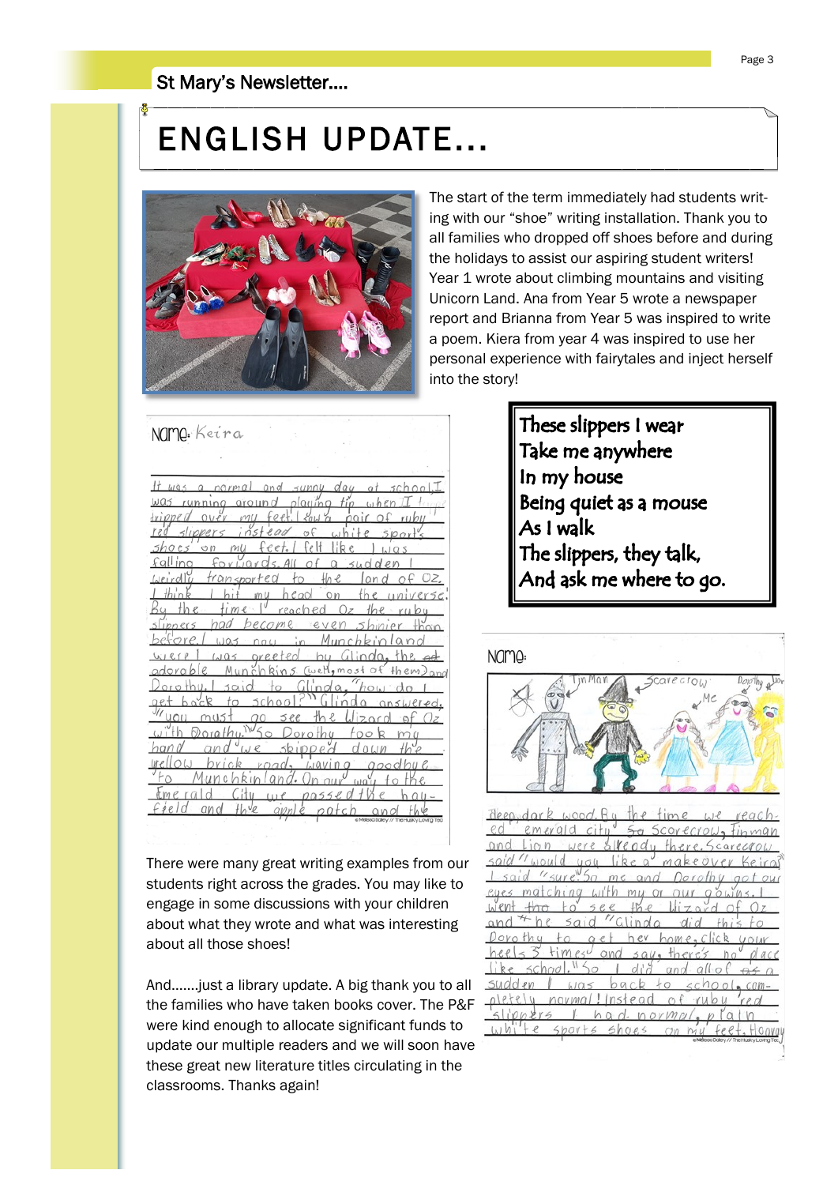St Mary's Newsletter....

# ENGLISH UPDATE...

The start of the term immediately had students writing with our "shoe" writing installation. Thank you to all families who dropped off shoes before and during the holidays to assist our aspiring student writers! Year 1 wrote about climbing mountains and visiting Unicorn Land. Ana from Year 5 wrote a newspaper report and Brianna from Year 5 was inspired to write a poem. Kiera from year 4 was inspired to use her personal experience with fairytales and inject herself into the story!

Name: Keira

It was a normal and sunny day at school. I was running around playing tip when I tripped over my feet. I saw a pair of ruby red slippers instead of white sports shoes on my feet. I felt like I was falling forwards. All of a sudden I weirdly transported to the land of Oz. I think I hit my head on the universe! By the time I reached Oz the ruby slippers had become even shinier than before. I was now in Munchkinland where I was greeted by Glinda, the adorable Munchkins (well, most of them) and Dorothy. I said to Glinda, "how do I get back to school?" Glinda answered, "you must go see the Wizard of Oz with Dorothy." So Dorothy took my hand and we skipped down the yellow brick road, waving goodbye to Munchkinland. On our way to the Emerald City we passed the hay-field and the apple patch and the deep, dark wood. By the time we reached emerald city Scarecrow, Tinman and Lion were already there. Scarecrow said "would you like a makeover Keira" I said "sure." So me and Dorothy got our eyes matching with my or our gowns. I went to see the Wizard of Oz and he said "Glinda did this to Dorothy to get her home, click your heels 3 times and say, there's no place like school." So I did and all of a sudden I was back to school, completely normal! Instead of ruby red slippers I had normal, plain white sports shoes on my feet. Hooray

These slippers I wear
Take me anywhere
In my house
Being quiet as a mouse
As I walk
The slippers, they talk,
And ask me where to go.

There were many great writing examples from our students right across the grades. You may like to engage in some discussions with your children about what they wrote and what was interesting about all those shoes!

And.......just a library update. A big thank you to all the families who have taken books cover. The P&F were kind enough to allocate significant funds to update our multiple readers and we will soon have these great new literature titles circulating in the classrooms. Thanks again!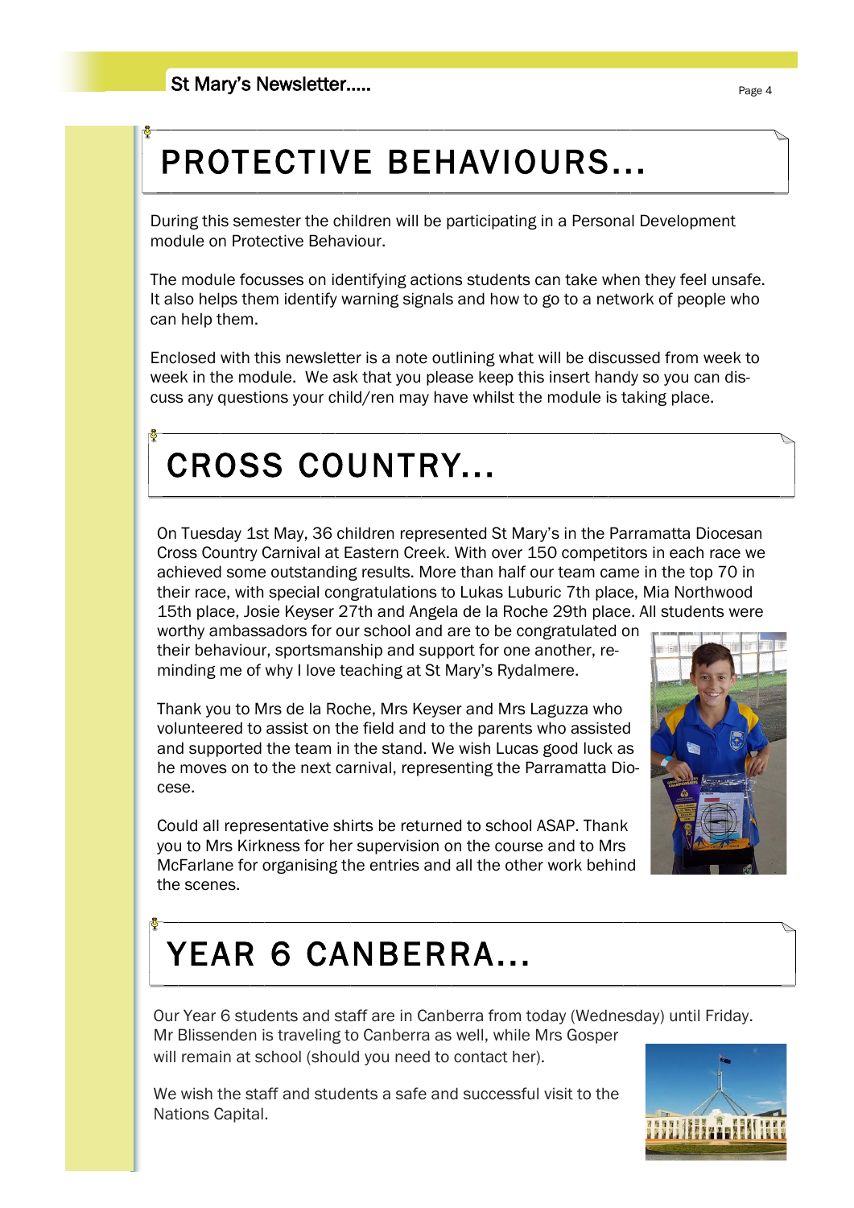# PROTECTIVE BEHAVIOURS...

During this semester the children will be participating in a Personal Development module on Protective Behaviour.

The module focusses on identifying actions students can take when they feel unsafe. It also helps them identify warning signals and how to go to a network of people who can help them.

Enclosed with this newsletter is a note outlining what will be discussed from week to week in the module. We ask that you please keep this insert handy so you can discuss any questions your child/ren may have whilst the module is taking place.

# CROSS COUNTRY...

On Tuesday 1st May, 36 children represented St Mary's in the Parramatta Diocesan Cross Country Carnival at Eastern Creek. With over 150 competitors in each race we achieved some outstanding results. More than half our team came in the top 70 in their race, with special congratulations to Lukas Luburic 7th place, Mia Northwood 15th place, Josie Keyser 27th and Angela de la Roche 29th place. All students were worthy ambassadors for our school and are to be congratulated on their behaviour, sportsmanship and support for one another, reminding me of why I love teaching at St Mary's Rydalmere.

Thank you to Mrs de la Roche, Mrs Keyser and Mrs Laguzza who volunteered to assist on the field and to the parents who assisted and supported the team in the stand. We wish Lucas good luck as he moves on to the next carnival, representing the Parramatta Diocese.

Could all representative shirts be returned to school ASAP. Thank you to Mrs Kirkness for her supervision on the course and to Mrs McFarlane for organising the entries and all the other work behind the scenes.

# YEAR 6 CANBERRA...

Our Year 6 students and staff are in Canberra from today (Wednesday) until Friday. Mr Blissenden is traveling to Canberra as well, while Mrs Gosper will remain at school (should you need to contact her).

We wish the staff and students a safe and successful visit to the Nations Capital.